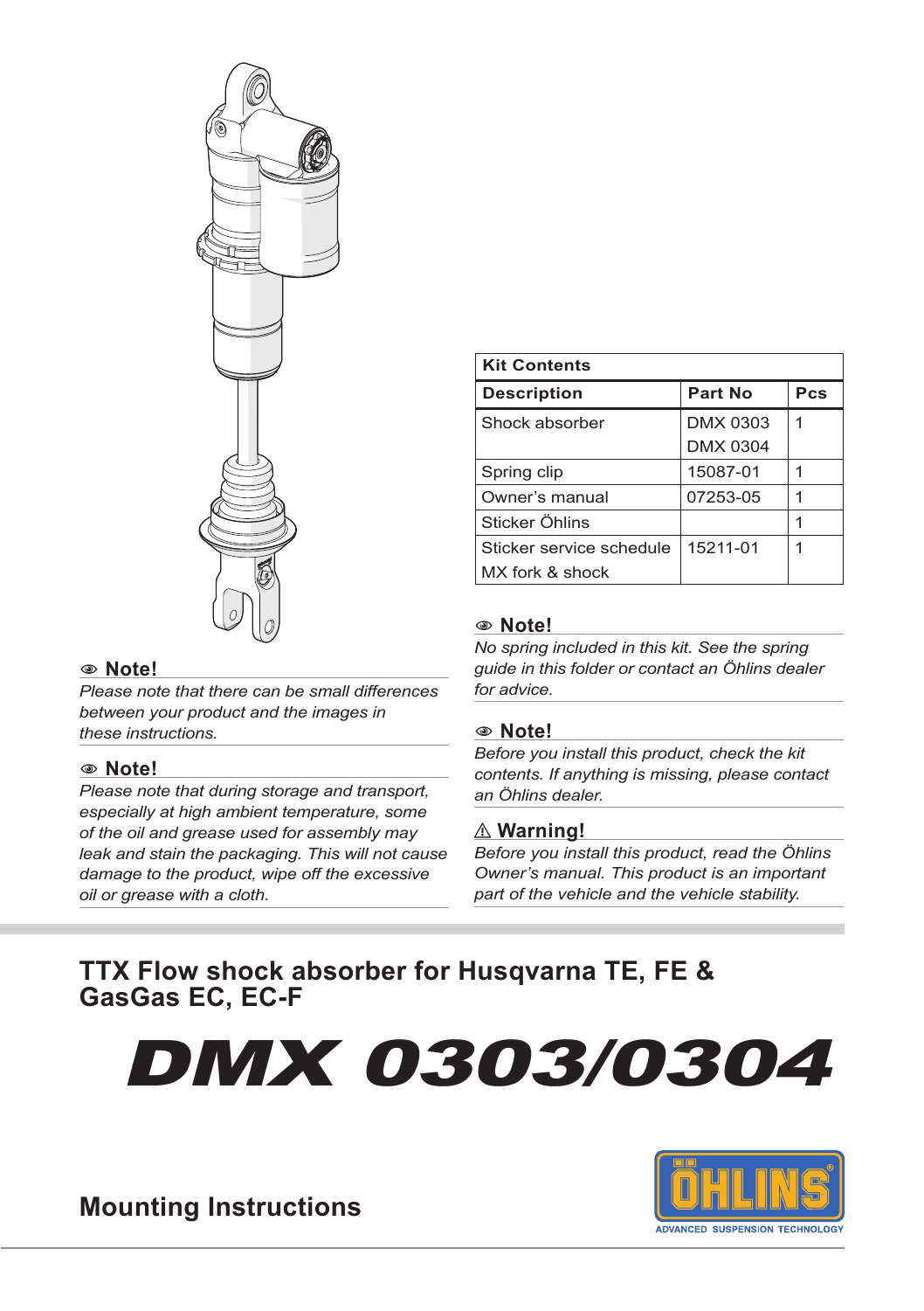## Kit Contents

| Description | Part No | Pcs |
|---|---|---|
| Shock absorber | DMX 0303<br>DMX 0304 | 1 |
| Spring clip | 15087-01 | 1 |
| Owner's manual | 07253-05 | 1 |
| Sticker Öhlins | | 1 |
| Sticker service schedule MX fork & shock | 15211-01 | 1 |

### Note!

*Please note that there can be small differences between your product and the images in these instructions.*

### Note!

*Please note that during storage and transport, especially at high ambient temperature, some of the oil and grease used for assembly may leak and stain the packaging. This will not cause damage to the product, wipe off the excessive oil or grease with a cloth.*

### Note!

*No spring included in this kit. See the spring guide in this folder or contact an Öhlins dealer for advice.*

### Note!

*Before you install this product, check the kit contents. If anything is missing, please contact an Öhlins dealer.*

### ⚠ Warning!

*Before you install this product, read the Öhlins Owner's manual. This product is an important part of the vehicle and the vehicle stability.*

## TTX Flow shock absorber for Husqvarna TE, FE & GasGas EC, EC-F

# DMX 0303/0304

## Mounting Instructions

ÖHLINS
ADVANCED SUSPENSION TECHNOLOGY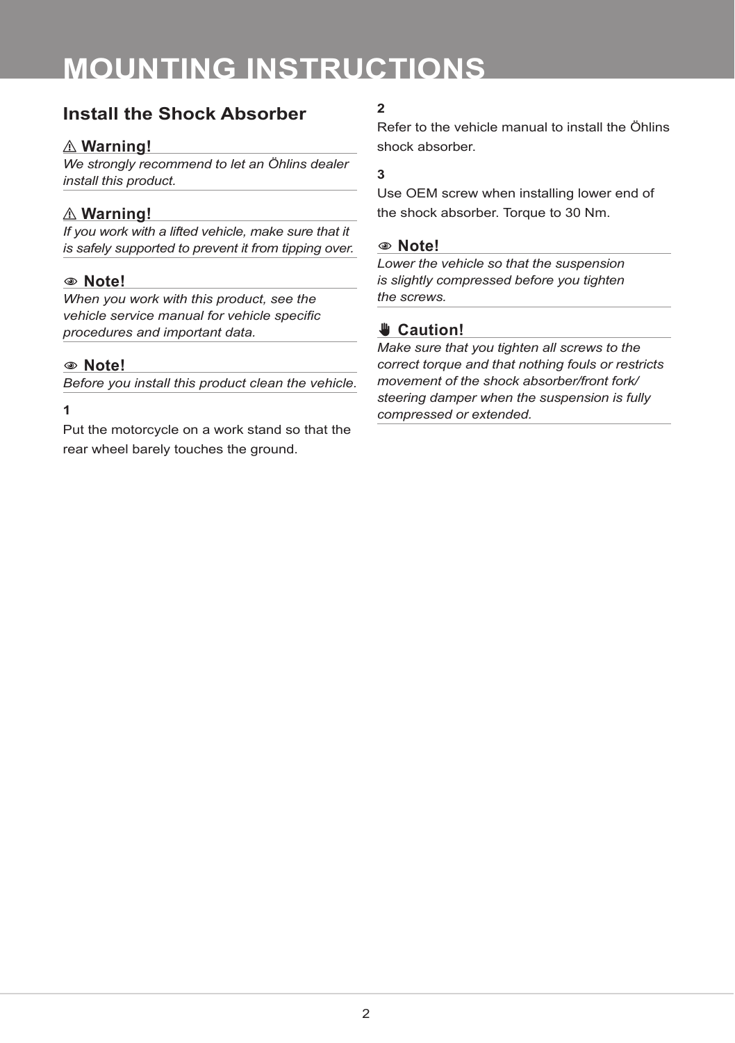# MOUNTING INSTRUCTIONS

## Install the Shock Absorber

⚠ **Warning!**

*We strongly recommend to let an Öhlins dealer install this product.*

⚠ **Warning!**

*If you work with a lifted vehicle, make sure that it is safely supported to prevent it from tipping over.*

**Note!**

*When you work with this product, see the vehicle service manual for vehicle specific procedures and important data.*

**Note!**

*Before you install this product clean the vehicle.*

**1**

Put the motorcycle on a work stand so that the rear wheel barely touches the ground.

**2**

Refer to the vehicle manual to install the Öhlins shock absorber.

**3**

Use OEM screw when installing lower end of the shock absorber. Torque to 30 Nm.

**Note!**

*Lower the vehicle so that the suspension is slightly compressed before you tighten the screws.*

**Caution!**

*Make sure that you tighten all screws to the correct torque and that nothing fouls or restricts movement of the shock absorber/front fork/steering damper when the suspension is fully compressed or extended.*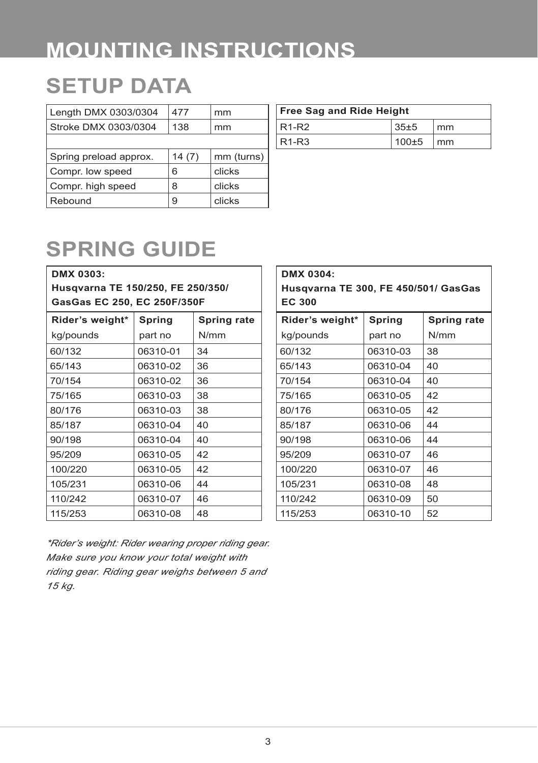# MOUNTING INSTRUCTIONS

## SETUP DATA

| | | |
|---|---|---|
| Length DMX 0303/0304 | 477 | mm |
| Stroke DMX 0303/0304 | 138 | mm |
| | | |
| Spring preload approx. | 14 (7) | mm (turns) |
| Compr. low speed | 6 | clicks |
| Compr. high speed | 8 | clicks |
| Rebound | 9 | clicks |

| **Free Sag and Ride Height** | | |
|---|---|---|
| R1-R2 | 35±5 | mm |
| R1-R3 | 100±5 | mm |

## SPRING GUIDE

**DMX 0303:**
**Husqvarna TE 150/250, FE 250/350/ GasGas EC 250, EC 250F/350F**

| **Rider's weight*** kg/pounds | **Spring** part no | **Spring rate** N/mm |
|---|---|---|
| 60/132 | 06310-01 | 34 |
| 65/143 | 06310-02 | 36 |
| 70/154 | 06310-02 | 36 |
| 75/165 | 06310-03 | 38 |
| 80/176 | 06310-03 | 38 |
| 85/187 | 06310-04 | 40 |
| 90/198 | 06310-04 | 40 |
| 95/209 | 06310-05 | 42 |
| 100/220 | 06310-05 | 42 |
| 105/231 | 06310-06 | 44 |
| 110/242 | 06310-07 | 46 |
| 115/253 | 06310-08 | 48 |

**DMX 0304:**
**Husqvarna TE 300, FE 450/501/ GasGas EC 300**

| **Rider's weight*** kg/pounds | **Spring** part no | **Spring rate** N/mm |
|---|---|---|
| 60/132 | 06310-03 | 38 |
| 65/143 | 06310-04 | 40 |
| 70/154 | 06310-04 | 40 |
| 75/165 | 06310-05 | 42 |
| 80/176 | 06310-05 | 42 |
| 85/187 | 06310-06 | 44 |
| 90/198 | 06310-06 | 44 |
| 95/209 | 06310-07 | 46 |
| 100/220 | 06310-07 | 46 |
| 105/231 | 06310-08 | 48 |
| 110/242 | 06310-09 | 50 |
| 115/253 | 06310-10 | 52 |

*\*Rider's weight: Rider wearing proper riding gear. Make sure you know your total weight with riding gear. Riding gear weighs between 5 and 15 kg.*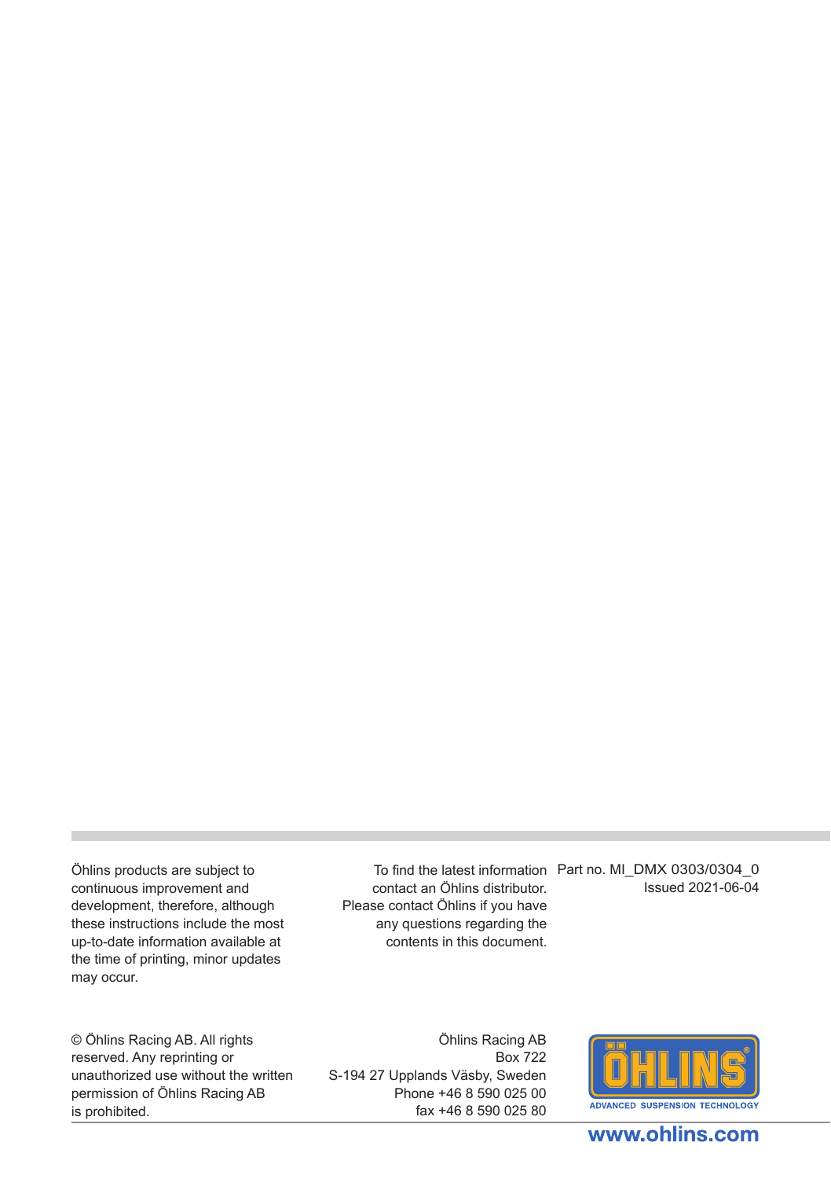Öhlins products are subject to continuous improvement and development, therefore, although these instructions include the most up-to-date information available at the time of printing, minor updates may occur.

To find the latest information contact an Öhlins distributor. Please contact Öhlins if you have any questions regarding the contents in this document.

Part no. MI_DMX 0303/0304_0
Issued 2021-06-04

© Öhlins Racing AB. All rights reserved. Any reprinting or unauthorized use without the written permission of Öhlins Racing AB is prohibited.

Öhlins Racing AB
Box 722
S-194 27 Upplands Väsby, Sweden
Phone +46 8 590 025 00
fax +46 8 590 025 80

ÖHLINS
ADVANCED SUSPENSION TECHNOLOGY

www.ohlins.com